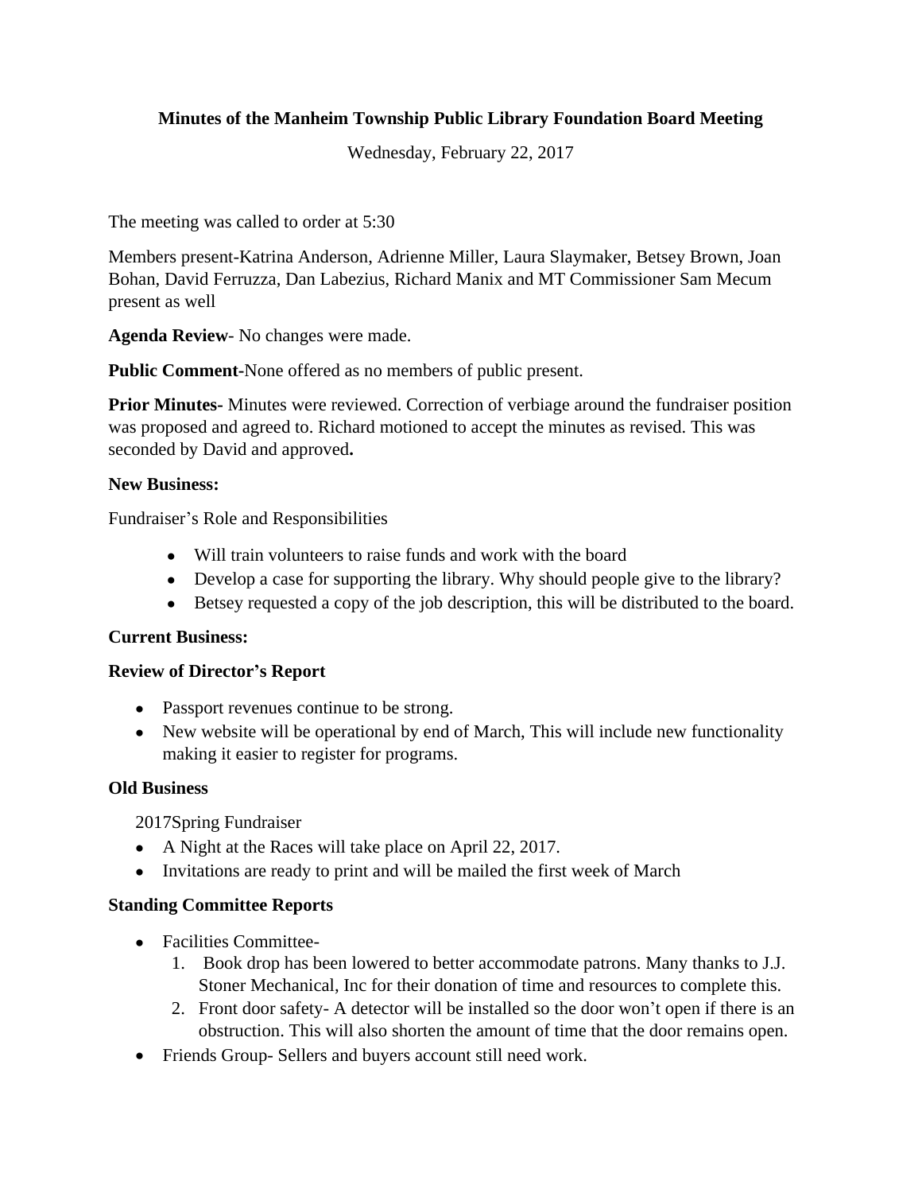**Minutes of the Manheim Township Public Library Foundation Board Meeting**

Wednesday, February 22, 2017

The meeting was called to order at 5:30

Members present-Katrina Anderson, Adrienne Miller, Laura Slaymaker, Betsey Brown, Joan Bohan, David Ferruzza, Dan Labezius, Richard Manix and MT Commissioner Sam Mecum present as well

**Agenda Review**- No changes were made.

**Public Comment**-None offered as no members of public present.

**Prior Minutes**- Minutes were reviewed. Correction of verbiage around the fundraiser position was proposed and agreed to. Richard motioned to accept the minutes as revised. This was seconded by David and approved**.**

**New Business:**

Fundraiser's Role and Responsibilities

- Will train volunteers to raise funds and work with the board
- Develop a case for supporting the library. Why should people give to the library?
- Betsey requested a copy of the job description, this will be distributed to the board.

**Current Business:**

**Review of Director's Report**

- Passport revenues continue to be strong.
- New website will be operational by end of March, This will include new functionality making it easier to register for programs.

**Old Business**

2017Spring Fundraiser

- A Night at the Races will take place on April 22, 2017.
- Invitations are ready to print and will be mailed the first week of March

**Standing Committee Reports**

- Facilities Committee-
  1. Book drop has been lowered to better accommodate patrons. Many thanks to J.J. Stoner Mechanical, Inc for their donation of time and resources to complete this.
  2. Front door safety- A detector will be installed so the door won't open if there is an obstruction. This will also shorten the amount of time that the door remains open.
- Friends Group- Sellers and buyers account still need work.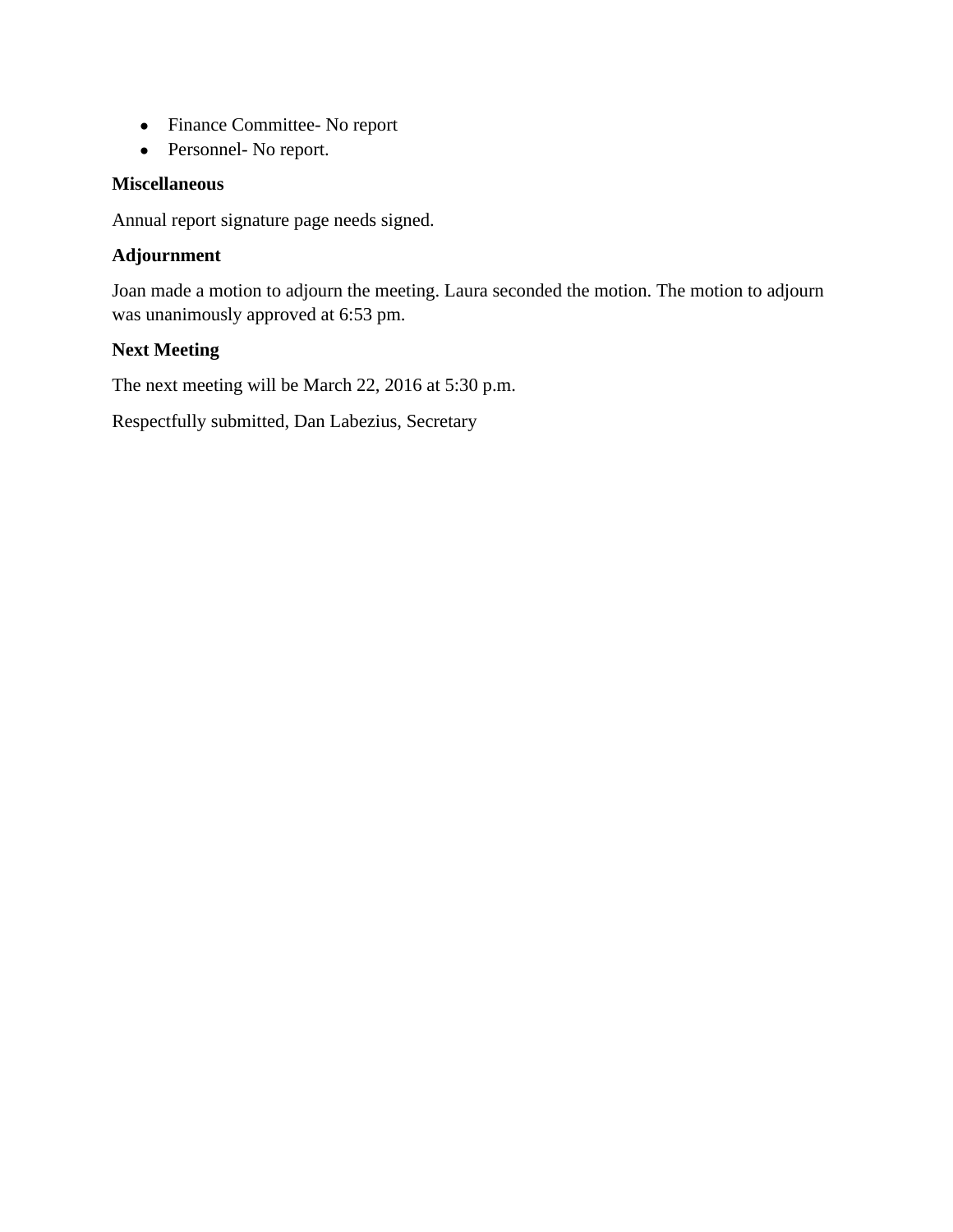- Finance Committee- No report
- Personnel- No report.

**Miscellaneous**

Annual report signature page needs signed.

**Adjournment**

Joan made a motion to adjourn the meeting. Laura seconded the motion. The motion to adjourn was unanimously approved at 6:53 pm.

**Next Meeting**

The next meeting will be March 22, 2016 at 5:30 p.m.

Respectfully submitted, Dan Labezius, Secretary